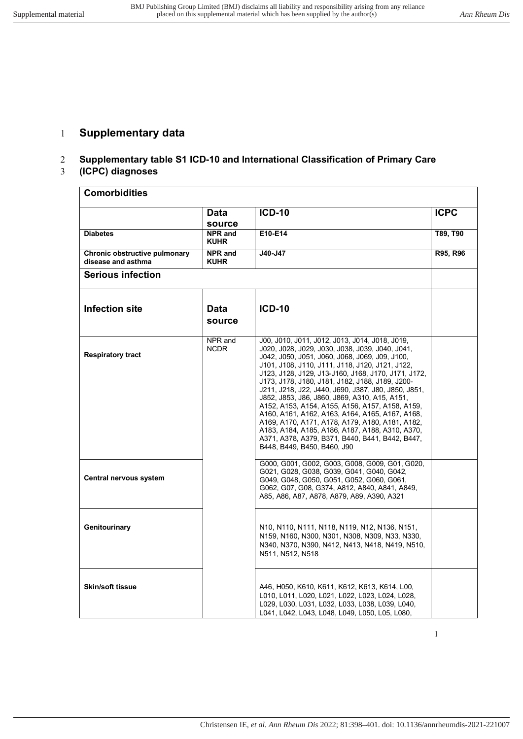# Supplementary data

## Supplementary table S1 ICD-10 and International Classification of Primary Care (ICPC) diagnoses

| **Comorbidities** | | | |
|---|---|---|---|
| | **Data source** | **ICD-10** | **ICPC** |
| **Diabetes** | **NPR and KUHR** | **E10-E14** | **T89, T90** |
| **Chronic obstructive pulmonary disease and asthma** | **NPR and KUHR** | **J40-J47** | **R95, R96** |
| **Serious infection** | | | |
| **Infection site** | **Data source** | **ICD-10** | |
| **Respiratory tract** | NPR and NCDR | J00, J010, J011, J012, J013, J014, J018, J019, J020, J028, J029, J030, J038, J039, J040, J041, J042, J050, J051, J060, J068, J069, J09, J100, J101, J108, J110, J111, J118, J120, J121, J122, J123, J128, J129, J13-J160, J168, J170, J171, J172, J173, J178, J180, J181, J182, J188, J189, J200-J211, J218, J22, J440, J690, J387, J80, J850, J851, J852, J853, J86, J860, J869, A310, A15, A151, A152, A153, A154, A155, A156, A157, A158, A159, A160, A161, A162, A163, A164, A165, A167, A168, A169, A170, A171, A178, A179, A180, A181, A182, A183, A184, A185, A186, A187, A188, A310, A370, A371, A378, A379, B371, B440, B441, B442, B447, B448, B449, B450, B460, J90 | |
| **Central nervous system** | | G000, G001, G002, G003, G008, G009, G01, G020, G021, G028, G038, G039, G041, G040, G042, G049, G048, G050, G051, G052, G060, G061, G062, G07, G08, G374, A812, A840, A841, A849, A85, A86, A87, A878, A879, A89, A390, A321 | |
| **Genitourinary** | | N10, N110, N111, N118, N119, N12, N136, N151, N159, N160, N300, N301, N308, N309, N33, N330, N340, N370, N390, N412, N413, N418, N419, N510, N511, N512, N518 | |
| **Skin/soft tissue** | | A46, H050, K610, K611, K612, K613, K614, L00, L010, L011, L020, L021, L022, L023, L024, L028, L029, L030, L031, L032, L033, L038, L039, L040, L041, L042, L043, L048, L049, L050, L05, L080, | |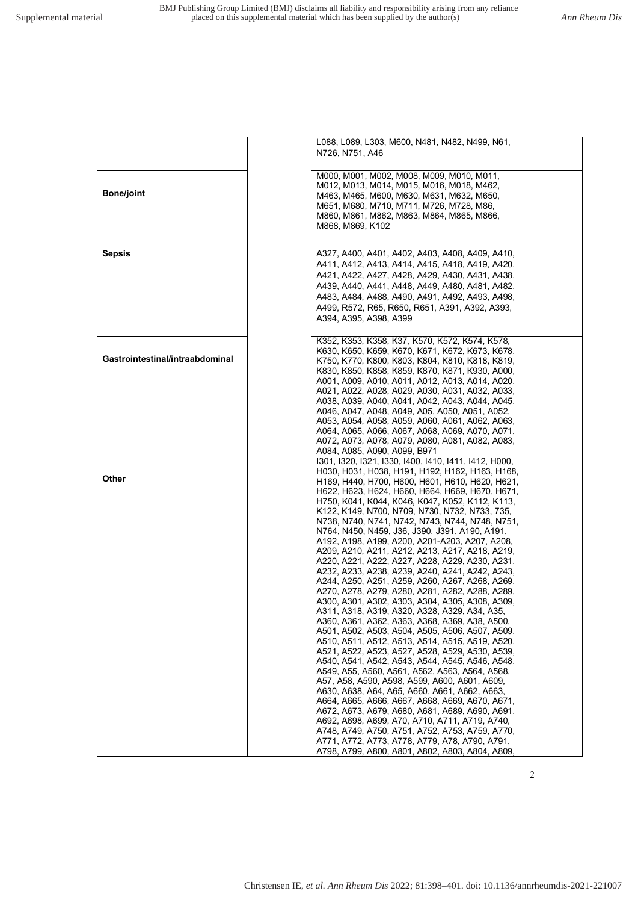| | | | |
|---|---|---|---|
| | | L088, L089, L303, M600, N481, N482, N499, N61, N726, N751, A46 | |
| **Bone/joint** | | M000, M001, M002, M008, M009, M010, M011, M012, M013, M014, M015, M016, M018, M462, M463, M465, M600, M630, M631, M632, M650, M651, M680, M710, M711, M726, M728, M86, M860, M861, M862, M863, M864, M865, M866, M868, M869, K102 | |
| **Sepsis** | | A327, A400, A401, A402, A403, A408, A409, A410, A411, A412, A413, A414, A415, A418, A419, A420, A421, A422, A427, A428, A429, A430, A431, A438, A439, A440, A441, A448, A449, A480, A481, A482, A483, A484, A488, A490, A491, A492, A493, A498, A499, R572, R65, R650, R651, A391, A392, A393, A394, A395, A398, A399 | |
| **Gastrointestinal/intraabdominal** | | K352, K353, K358, K37, K570, K572, K574, K578, K630, K650, K659, K670, K671, K672, K673, K678, K750, K770, K800, K803, K804, K810, K818, K819, K830, K850, K858, K859, K870, K871, K930, A000, A001, A009, A010, A011, A012, A013, A014, A020, A021, A022, A028, A029, A030, A031, A032, A033, A038, A039, A040, A041, A042, A043, A044, A045, A046, A047, A048, A049, A05, A050, A051, A052, A053, A054, A058, A059, A060, A061, A062, A063, A064, A065, A066, A067, A068, A069, A070, A071, A072, A073, A078, A079, A080, A081, A082, A083, A084, A085, A090, A099, B971 | |
| **Other** | | I301, I320, I321, I330, I400, I410, I411, I412, H000, H030, H031, H038, H191, H192, H162, H163, H168, H169, H440, H700, H600, H601, H610, H620, H621, H622, H623, H624, H660, H664, H669, H670, H671, H750, K041, K044, K046, K047, K052, K112, K113, K122, K149, N700, N709, N730, N732, N733, 735, N738, N740, N741, N742, N743, N744, N748, N751, N764, N450, N459, J36, J390, J391, A190, A191, A192, A198, A199, A200, A201-A203, A207, A208, A209, A210, A211, A212, A213, A217, A218, A219, A220, A221, A222, A227, A228, A229, A230, A231, A232, A233, A238, A239, A240, A241, A242, A243, A244, A250, A251, A259, A260, A267, A268, A269, A270, A278, A279, A280, A281, A282, A288, A289, A300, A301, A302, A303, A304, A305, A308, A309, A311, A318, A319, A320, A328, A329, A34, A35, A360, A361, A362, A363, A368, A369, A38, A500, A501, A502, A503, A504, A505, A506, A507, A509, A510, A511, A512, A513, A514, A515, A519, A520, A521, A522, A523, A527, A528, A529, A530, A539, A540, A541, A542, A543, A544, A545, A546, A548, A549, A55, A560, A561, A562, A563, A564, A568, A57, A58, A590, A598, A599, A600, A601, A609, A630, A638, A64, A65, A660, A661, A662, A663, A664, A665, A666, A667, A668, A669, A670, A671, A672, A673, A679, A680, A681, A689, A690, A691, A692, A698, A699, A70, A710, A711, A719, A740, A748, A749, A750, A751, A752, A753, A759, A770, A771, A772, A773, A778, A779, A78, A790, A791, A798, A799, A800, A801, A802, A803, A804, A809, | |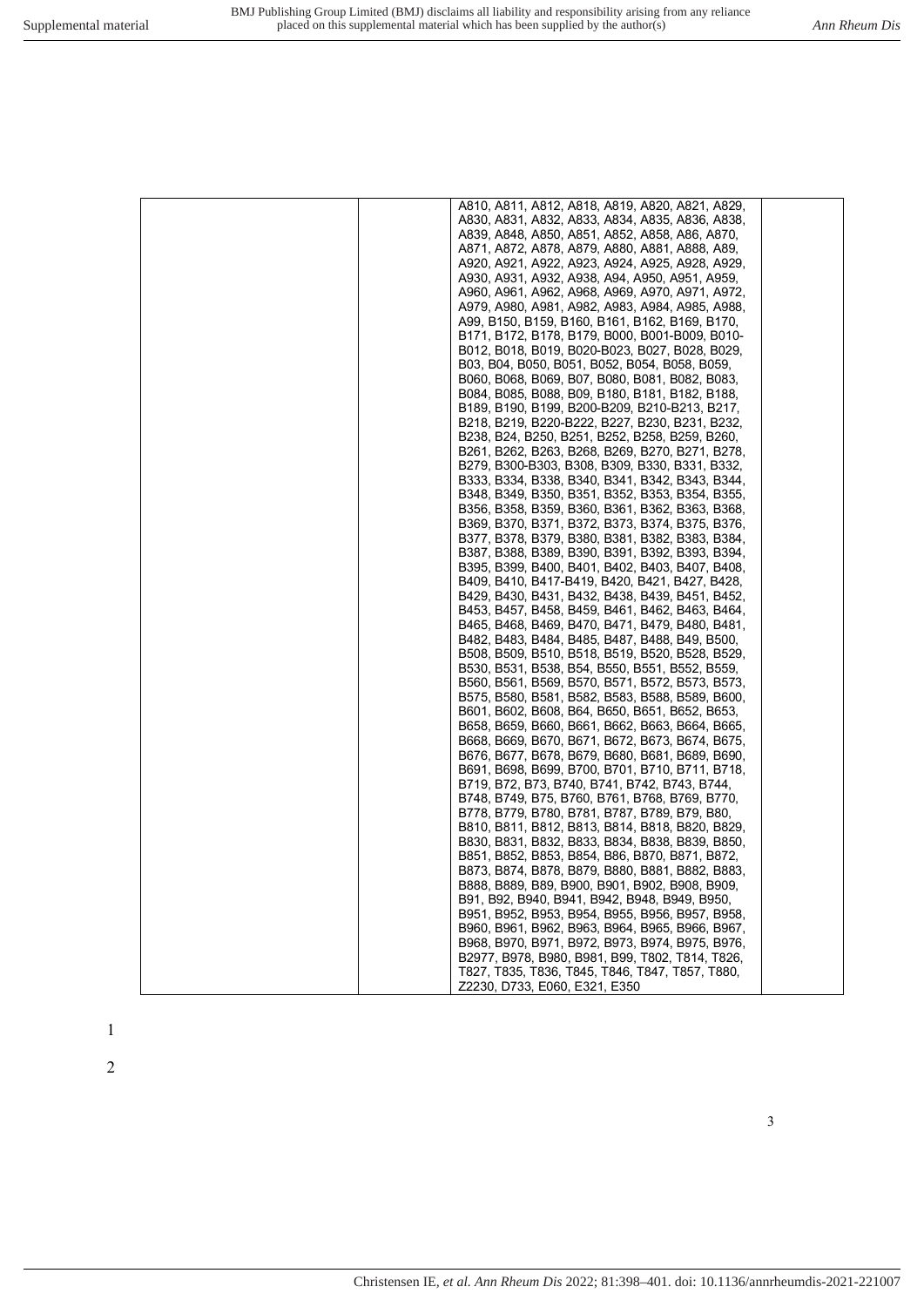| | | | |
|---|---|---|---|
| | | A810, A811, A812, A818, A819, A820, A821, A829, A830, A831, A832, A833, A834, A835, A836, A838, A839, A848, A850, A851, A852, A858, A86, A870, A871, A872, A878, A879, A880, A881, A888, A89, A920, A921, A922, A923, A924, A925, A928, A929, A930, A931, A932, A938, A94, A950, A951, A959, A960, A961, A962, A968, A969, A970, A971, A972, A979, A980, A981, A982, A983, A984, A985, A988, A99, B150, B159, B160, B161, B162, B169, B170, B171, B172, B178, B179, B000, B001-B009, B010-B012, B018, B019, B020-B023, B027, B028, B029, B03, B04, B050, B051, B052, B054, B058, B059, B060, B068, B069, B07, B080, B081, B082, B083, B084, B085, B088, B09, B180, B181, B182, B188, B189, B190, B199, B200-B209, B210-B213, B217, B218, B219, B220-B222, B227, B230, B231, B232, B238, B24, B250, B251, B252, B258, B259, B260, B261, B262, B263, B268, B269, B270, B271, B278, B279, B300-B303, B308, B309, B330, B331, B332, B333, B334, B338, B340, B341, B342, B343, B344, B348, B349, B350, B351, B352, B353, B354, B355, B356, B358, B359, B360, B361, B362, B363, B368, B369, B370, B371, B372, B373, B374, B375, B376, B377, B378, B379, B380, B381, B382, B383, B384, B387, B388, B389, B390, B391, B392, B393, B394, B395, B399, B400, B401, B402, B403, B407, B408, B409, B410, B417-B419, B420, B421, B427, B428, B429, B430, B431, B432, B438, B439, B451, B452, B453, B457, B458, B459, B461, B462, B463, B464, B465, B468, B469, B470, B471, B479, B480, B481, B482, B483, B484, B485, B487, B488, B49, B500, B508, B509, B510, B518, B519, B520, B528, B529, B530, B531, B538, B54, B550, B551, B552, B559, B560, B561, B569, B570, B571, B572, B573, B573, B575, B580, B581, B582, B583, B588, B589, B600, B601, B602, B608, B64, B650, B651, B652, B653, B658, B659, B660, B661, B662, B663, B664, B665, B668, B669, B670, B671, B672, B673, B674, B675, B676, B677, B678, B679, B680, B681, B689, B690, B691, B698, B699, B700, B701, B710, B711, B718, B719, B72, B73, B740, B741, B742, B743, B744, B748, B749, B75, B760, B761, B768, B769, B770, B778, B779, B780, B781, B787, B789, B79, B80, B810, B811, B812, B813, B814, B818, B820, B829, B830, B831, B832, B833, B834, B838, B839, B850, B851, B852, B853, B854, B86, B870, B871, B872, B873, B874, B878, B879, B880, B881, B882, B883, B888, B889, B89, B900, B901, B902, B908, B909, B91, B92, B940, B941, B942, B948, B949, B950, B951, B952, B953, B954, B955, B956, B957, B958, B960, B961, B962, B963, B964, B965, B966, B967, B968, B970, B971, B972, B973, B974, B975, B976, B2977, B978, B980, B981, B99, T802, T814, T826, T827, T835, T836, T845, T846, T847, T857, T880, Z2230, D733, E060, E321, E350 | |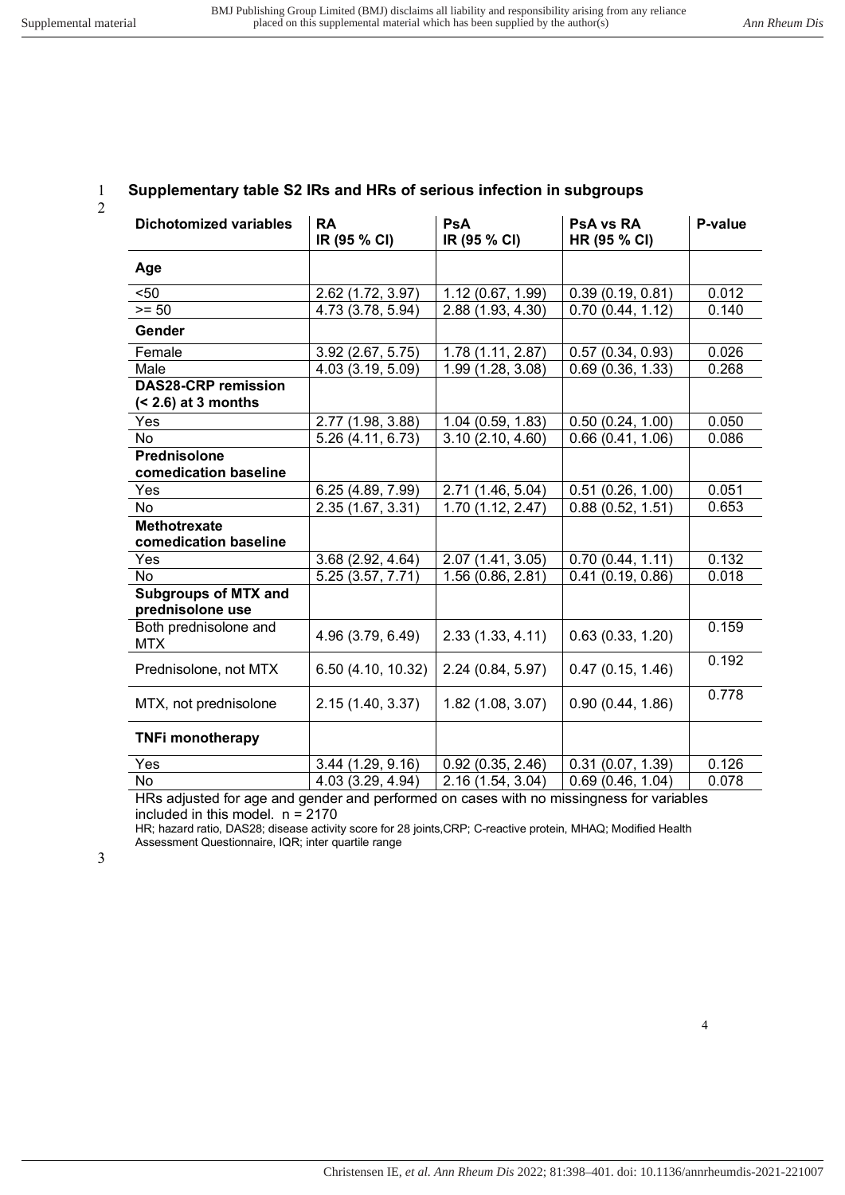**Supplementary table S2 IRs and HRs of serious infection in subgroups**

| Dichotomized variables | RA IR (95 % CI) | PsA IR (95 % CI) | PsA vs RA HR (95 % CI) | P-value |
|---|---|---|---|---|
| **Age** | | | | |
| <50 | 2.62 (1.72, 3.97) | 1.12 (0.67, 1.99) | 0.39 (0.19, 0.81) | 0.012 |
| >= 50 | 4.73 (3.78, 5.94) | 2.88 (1.93, 4.30) | 0.70 (0.44, 1.12) | 0.140 |
| **Gender** | | | | |
| Female | 3.92 (2.67, 5.75) | 1.78 (1.11, 2.87) | 0.57 (0.34, 0.93) | 0.026 |
| Male | 4.03 (3.19, 5.09) | 1.99 (1.28, 3.08) | 0.69 (0.36, 1.33) | 0.268 |
| **DAS28-CRP remission (< 2.6) at 3 months** | | | | |
| Yes | 2.77 (1.98, 3.88) | 1.04 (0.59, 1.83) | 0.50 (0.24, 1.00) | 0.050 |
| No | 5.26 (4.11, 6.73) | 3.10 (2.10, 4.60) | 0.66 (0.41, 1.06) | 0.086 |
| **Prednisolone comedication baseline** | | | | |
| Yes | 6.25 (4.89, 7.99) | 2.71 (1.46, 5.04) | 0.51 (0.26, 1.00) | 0.051 |
| No | 2.35 (1.67, 3.31) | 1.70 (1.12, 2.47) | 0.88 (0.52, 1.51) | 0.653 |
| **Methotrexate comedication baseline** | | | | |
| Yes | 3.68 (2.92, 4.64) | 2.07 (1.41, 3.05) | 0.70 (0.44, 1.11) | 0.132 |
| No | 5.25 (3.57, 7.71) | 1.56 (0.86, 2.81) | 0.41 (0.19, 0.86) | 0.018 |
| **Subgroups of MTX and prednisolone use** | | | | |
| Both prednisolone and MTX | 4.96 (3.79, 6.49) | 2.33 (1.33, 4.11) | 0.63 (0.33, 1.20) | 0.159 |
| Prednisolone, not MTX | 6.50 (4.10, 10.32) | 2.24 (0.84, 5.97) | 0.47 (0.15, 1.46) | 0.192 |
| MTX, not prednisolone | 2.15 (1.40, 3.37) | 1.82 (1.08, 3.07) | 0.90 (0.44, 1.86) | 0.778 |
| **TNFi monotherapy** | | | | |
| Yes | 3.44 (1.29, 9.16) | 0.92 (0.35, 2.46) | 0.31 (0.07, 1.39) | 0.126 |
| No | 4.03 (3.29, 4.94) | 2.16 (1.54, 3.04) | 0.69 (0.46, 1.04) | 0.078 |

HRs adjusted for age and gender and performed on cases with no missingness for variables included in this model. n = 2170

HR; hazard ratio, DAS28; disease activity score for 28 joints,CRP; C-reactive protein, MHAQ; Modified Health Assessment Questionnaire, IQR; inter quartile range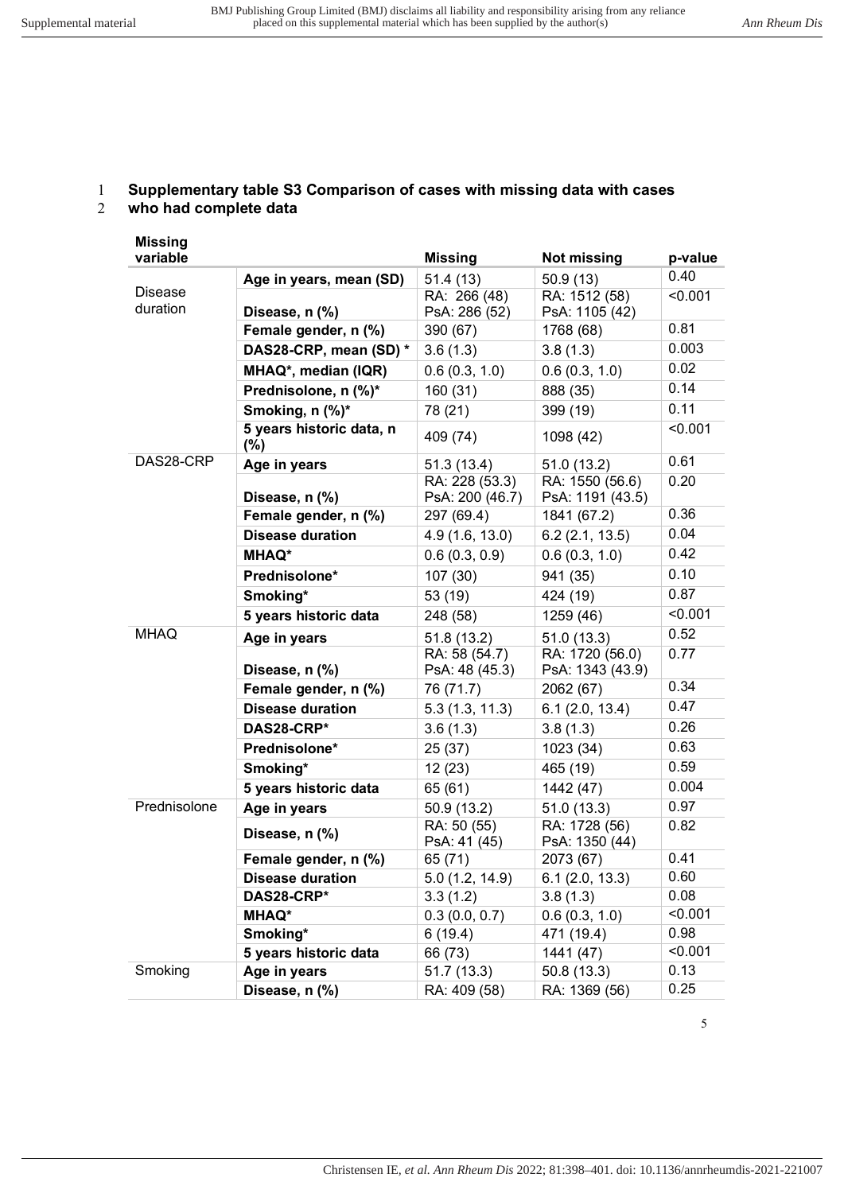**Supplementary table S3 Comparison of cases with missing data with cases who had complete data**

| Missing variable | | Missing | Not missing | p-value |
|---|---|---|---|---|
| Disease duration | **Age in years, mean (SD)** | 51.4 (13) | 50.9 (13) | 0.40 |
| | **Disease, n (%)** | RA: 266 (48) PsA: 286 (52) | RA: 1512 (58) PsA: 1105 (42) | <0.001 |
| | **Female gender, n (%)** | 390 (67) | 1768 (68) | 0.81 |
| | **DAS28-CRP, mean (SD) *** | 3.6 (1.3) | 3.8 (1.3) | 0.003 |
| | **MHAQ*, median (IQR)** | 0.6 (0.3, 1.0) | 0.6 (0.3, 1.0) | 0.02 |
| | **Prednisolone, n (%)*** | 160 (31) | 888 (35) | 0.14 |
| | **Smoking, n (%)*** | 78 (21) | 399 (19) | 0.11 |
| | **5 years historic data, n (%)** | 409 (74) | 1098 (42) | <0.001 |
| DAS28-CRP | **Age in years** | 51.3 (13.4) | 51.0 (13.2) | 0.61 |
| | **Disease, n (%)** | RA: 228 (53.3) PsA: 200 (46.7) | RA: 1550 (56.6) PsA: 1191 (43.5) | 0.20 |
| | **Female gender, n (%)** | 297 (69.4) | 1841 (67.2) | 0.36 |
| | **Disease duration** | 4.9 (1.6, 13.0) | 6.2 (2.1, 13.5) | 0.04 |
| | **MHAQ*** | 0.6 (0.3, 0.9) | 0.6 (0.3, 1.0) | 0.42 |
| | **Prednisolone*** | 107 (30) | 941 (35) | 0.10 |
| | **Smoking*** | 53 (19) | 424 (19) | 0.87 |
| | **5 years historic data** | 248 (58) | 1259 (46) | <0.001 |
| MHAQ | **Age in years** | 51.8 (13.2) | 51.0 (13.3) | 0.52 |
| | **Disease, n (%)** | RA: 58 (54.7) PsA: 48 (45.3) | RA: 1720 (56.0) PsA: 1343 (43.9) | 0.77 |
| | **Female gender, n (%)** | 76 (71.7) | 2062 (67) | 0.34 |
| | **Disease duration** | 5.3 (1.3, 11.3) | 6.1 (2.0, 13.4) | 0.47 |
| | **DAS28-CRP*** | 3.6 (1.3) | 3.8 (1.3) | 0.26 |
| | **Prednisolone*** | 25 (37) | 1023 (34) | 0.63 |
| | **Smoking*** | 12 (23) | 465 (19) | 0.59 |
| | **5 years historic data** | 65 (61) | 1442 (47) | 0.004 |
| Prednisolone | **Age in years** | 50.9 (13.2) | 51.0 (13.3) | 0.97 |
| | **Disease, n (%)** | RA: 50 (55) PsA: 41 (45) | RA: 1728 (56) PsA: 1350 (44) | 0.82 |
| | **Female gender, n (%)** | 65 (71) | 2073 (67) | 0.41 |
| | **Disease duration** | 5.0 (1.2, 14.9) | 6.1 (2.0, 13.3) | 0.60 |
| | **DAS28-CRP*** | 3.3 (1.2) | 3.8 (1.3) | 0.08 |
| | **MHAQ*** | 0.3 (0.0, 0.7) | 0.6 (0.3, 1.0) | <0.001 |
| | **Smoking*** | 6 (19.4) | 471 (19.4) | 0.98 |
| | **5 years historic data** | 66 (73) | 1441 (47) | <0.001 |
| Smoking | **Age in years** | 51.7 (13.3) | 50.8 (13.3) | 0.13 |
| | **Disease, n (%)** | RA: 409 (58) | RA: 1369 (56) | 0.25 |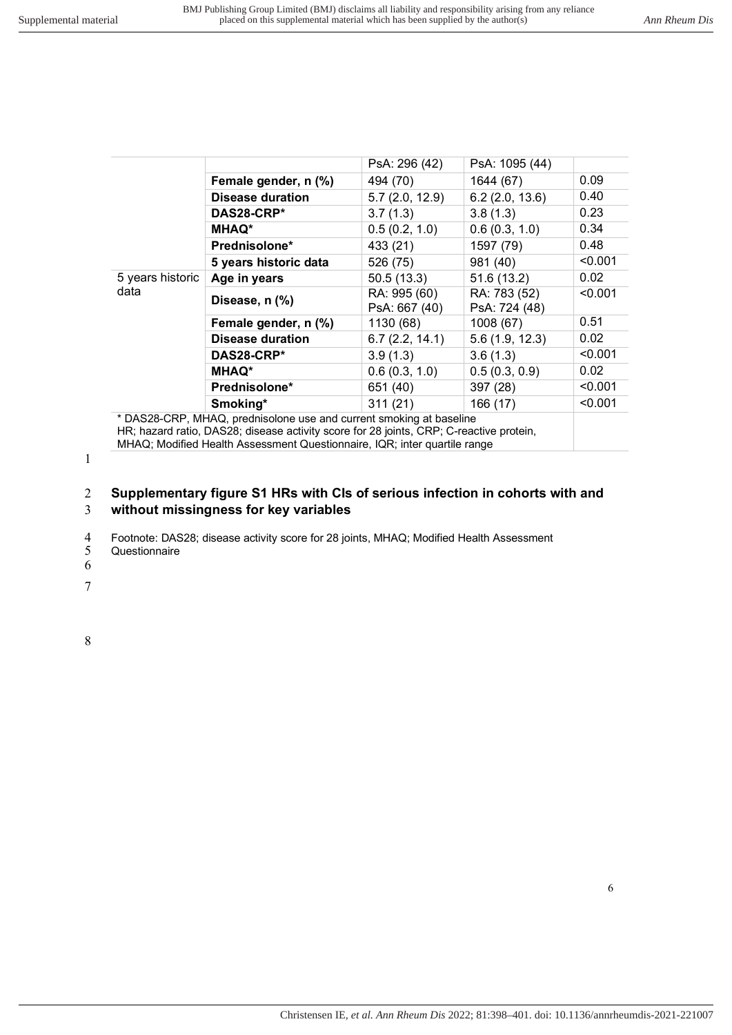| | | | | |
|---|---|---|---|---|
| | | PsA: 296 (42) | PsA: 1095 (44) | |
| | **Female gender, n (%)** | 494 (70) | 1644 (67) | 0.09 |
| | **Disease duration** | 5.7 (2.0, 12.9) | 6.2 (2.0, 13.6) | 0.40 |
| | **DAS28-CRP*** | 3.7 (1.3) | 3.8 (1.3) | 0.23 |
| | **MHAQ*** | 0.5 (0.2, 1.0) | 0.6 (0.3, 1.0) | 0.34 |
| | **Prednisolone*** | 433 (21) | 1597 (79) | 0.48 |
| | **5 years historic data** | 526 (75) | 981 (40) | <0.001 |
| 5 years historic data | **Age in years** | 50.5 (13.3) | 51.6 (13.2) | 0.02 |
| | **Disease, n (%)** | RA: 995 (60) PsA: 667 (40) | RA: 783 (52) PsA: 724 (48) | <0.001 |
| | **Female gender, n (%)** | 1130 (68) | 1008 (67) | 0.51 |
| | **Disease duration** | 6.7 (2.2, 14.1) | 5.6 (1.9, 12.3) | 0.02 |
| | **DAS28-CRP*** | 3.9 (1.3) | 3.6 (1.3) | <0.001 |
| | **MHAQ*** | 0.6 (0.3, 1.0) | 0.5 (0.3, 0.9) | 0.02 |
| | **Prednisolone*** | 651 (40) | 397 (28) | <0.001 |
| | **Smoking*** | 311 (21) | 166 (17) | <0.001 |

* DAS28-CRP, MHAQ, prednisolone use and current smoking at baseline
HR; hazard ratio, DAS28; disease activity score for 28 joints, CRP; C-reactive protein, MHAQ; Modified Health Assessment Questionnaire, IQR; inter quartile range

**Supplementary figure S1 HRs with CIs of serious infection in cohorts with and without missingness for key variables**

Footnote: DAS28; disease activity score for 28 joints, MHAQ; Modified Health Assessment Questionnaire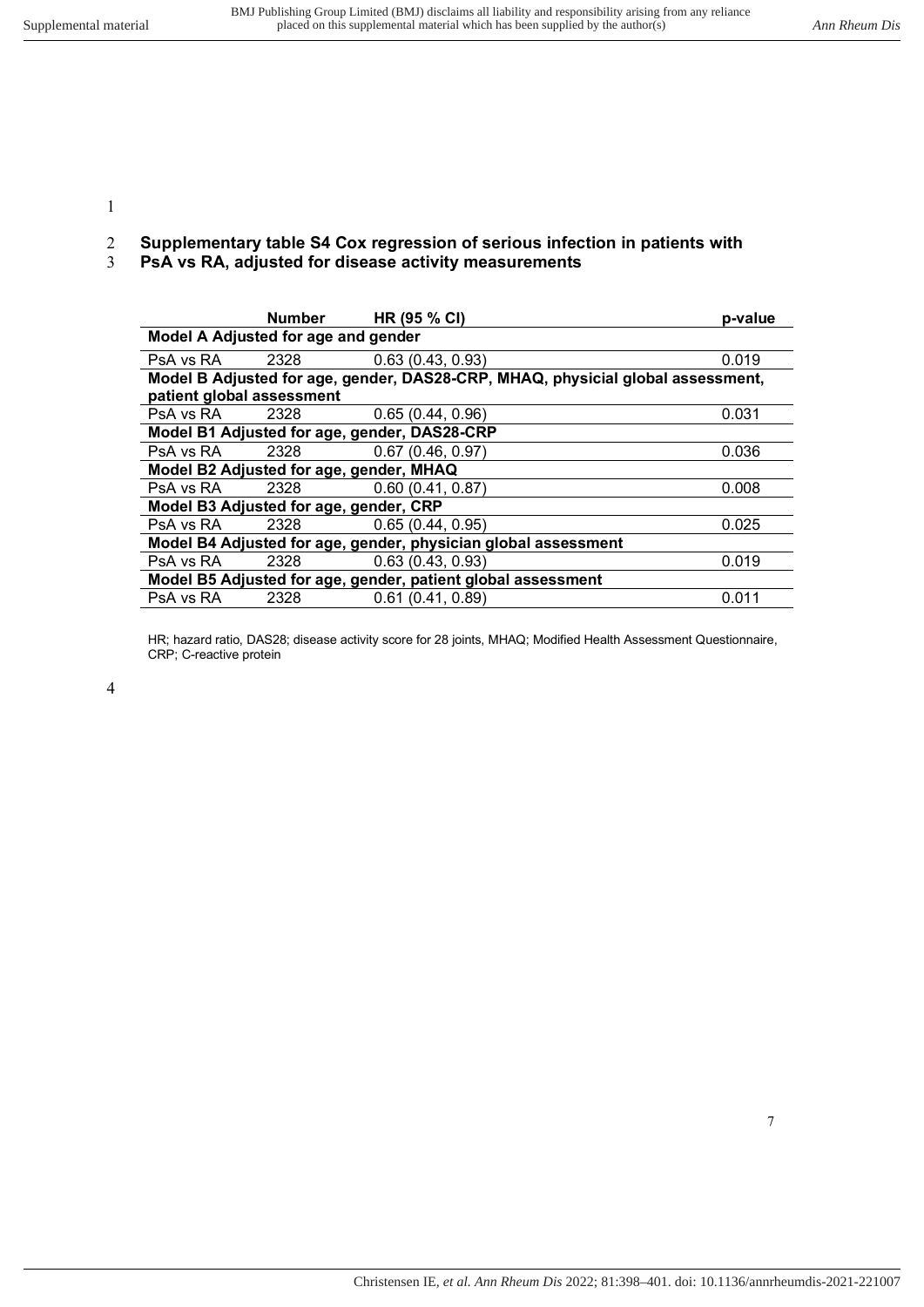## Supplementary table S4 Cox regression of serious infection in patients with PsA vs RA, adjusted for disease activity measurements

| | Number | HR (95 % CI) | p-value |
|---|---|---|---|
| **Model A Adjusted for age and gender** | | | |
| PsA vs RA | 2328 | 0.63 (0.43, 0.93) | 0.019 |
| **Model B Adjusted for age, gender, DAS28-CRP, MHAQ, physicial global assessment, patient global assessment** | | | |
| PsA vs RA | 2328 | 0.65 (0.44, 0.96) | 0.031 |
| **Model B1 Adjusted for age, gender, DAS28-CRP** | | | |
| PsA vs RA | 2328 | 0.67 (0.46, 0.97) | 0.036 |
| **Model B2 Adjusted for age, gender, MHAQ** | | | |
| PsA vs RA | 2328 | 0.60 (0.41, 0.87) | 0.008 |
| **Model B3 Adjusted for age, gender, CRP** | | | |
| PsA vs RA | 2328 | 0.65 (0.44, 0.95) | 0.025 |
| **Model B4 Adjusted for age, gender, physician global assessment** | | | |
| PsA vs RA | 2328 | 0.63 (0.43, 0.93) | 0.019 |
| **Model B5 Adjusted for age, gender, patient global assessment** | | | |
| PsA vs RA | 2328 | 0.61 (0.41, 0.89) | 0.011 |

HR; hazard ratio, DAS28; disease activity score for 28 joints, MHAQ; Modified Health Assessment Questionnaire, CRP; C-reactive protein